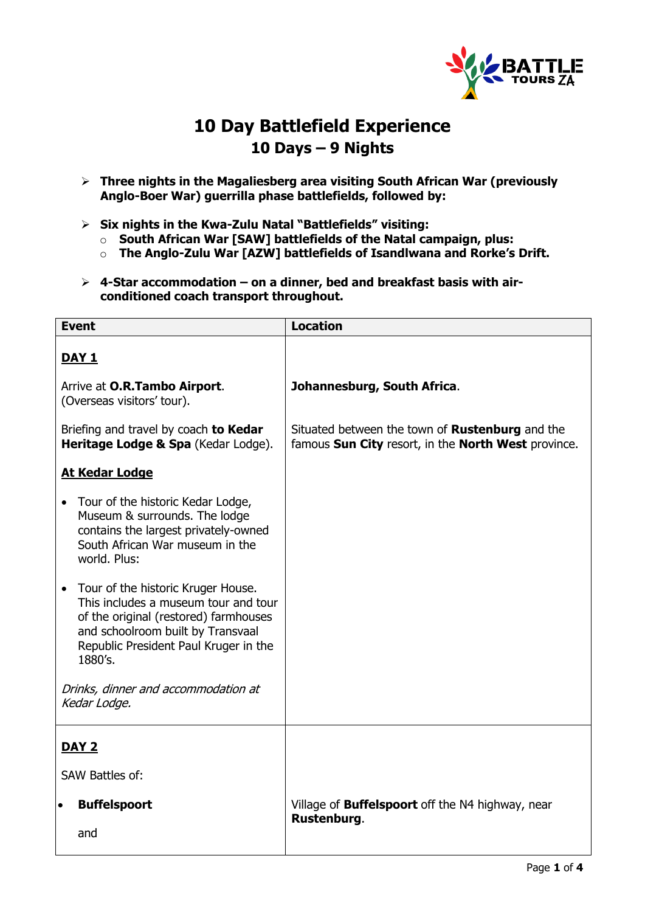# 10 Day Battlefield Experience
## 10 Days – 9 Nights

- **Three nights in the Magaliesberg area visiting South African War (previously Anglo-Boer War) guerrilla phase battlefields, followed by:**

- **Six nights in the Kwa-Zulu Natal "Battlefields" visiting:**
  - **South African War [SAW] battlefields of the Natal campaign, plus:**
  - **The Anglo-Zulu War [AZW] battlefields of Isandlwana and Rorke's Drift.**

- **4-Star accommodation – on a dinner, bed and breakfast basis with air-conditioned coach transport throughout.**

| Event | Location |
| --- | --- |
| **DAY 1** | |
| Arrive at **O.R.Tambo Airport**. (Overseas visitors' tour). | **Johannesburg, South Africa**. |
| Briefing and travel by coach **to Kedar Heritage Lodge & Spa** (Kedar Lodge). | Situated between the town of **Rustenburg** and the famous **Sun City** resort, in the **North West** province. |
| **At Kedar Lodge**<br>• Tour of the historic Kedar Lodge, Museum & surrounds. The lodge contains the largest privately-owned South African War museum in the world. Plus:<br>• Tour of the historic Kruger House. This includes a museum tour and tour of the original (restored) farmhouses and schoolroom built by Transvaal Republic President Paul Kruger in the 1880's.<br>*Drinks, dinner and accommodation at Kedar Lodge.* | |
| **DAY 2** | |
| SAW Battles of: | |
| • **Buffelspoort**<br>and | Village of **Buffelspoort** off the N4 highway, near **Rustenburg**. |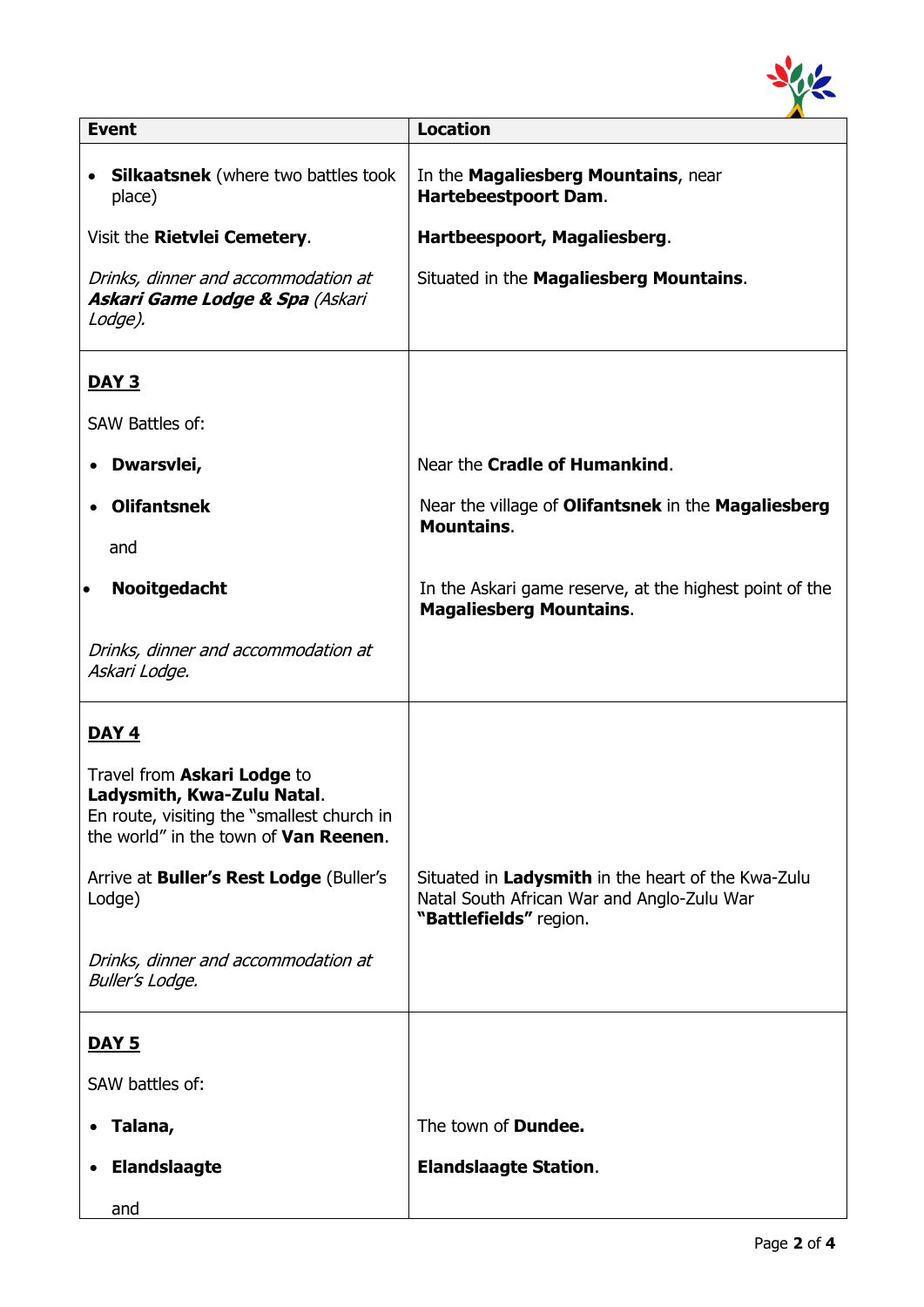| Event | Location |
|---|---|
| • **Silkaatsnek** (where two battles took place)<br><br>Visit the **Rietvlei Cemetery**.<br><br>*Drinks, dinner and accommodation at **Askari Game Lodge & Spa** (Askari Lodge).* | In the **Magaliesberg Mountains**, near **Hartebeestpoort Dam**.<br><br>**Hartbeespoort, Magaliesberg**.<br><br>Situated in the **Magaliesberg Mountains**. |
| **<u>DAY 3</u>**<br><br>SAW Battles of:<br><br>• **Dwarsvlei,**<br><br>• **Olifantsnek**<br><br>and<br><br>• **Nooitgedacht**<br><br>*Drinks, dinner and accommodation at Askari Lodge.* | <br><br><br><br>Near the **Cradle of Humankind**.<br><br>Near the village of **Olifantsnek** in the **Magaliesberg Mountains**.<br><br><br><br>In the Askari game reserve, at the highest point of the **Magaliesberg Mountains**. |
| **<u>DAY 4</u>**<br><br>Travel from **Askari Lodge** to **Ladysmith, Kwa-Zulu Natal**. En route, visiting the "smallest church in the world" in the town of **Van Reenen**.<br><br>Arrive at **Buller's Rest Lodge** (Buller's Lodge)<br><br>*Drinks, dinner and accommodation at Buller's Lodge.* | <br><br><br><br>Situated in **Ladysmith** in the heart of the Kwa-Zulu Natal South African War and Anglo-Zulu War **"Battlefields"** region. |
| **<u>DAY 5</u>**<br><br>SAW battles of:<br><br>• **Talana,**<br><br>• **Elandslaagte**<br><br>and | <br><br><br><br>The town of **Dundee.**<br><br>**Elandslaagte Station**. |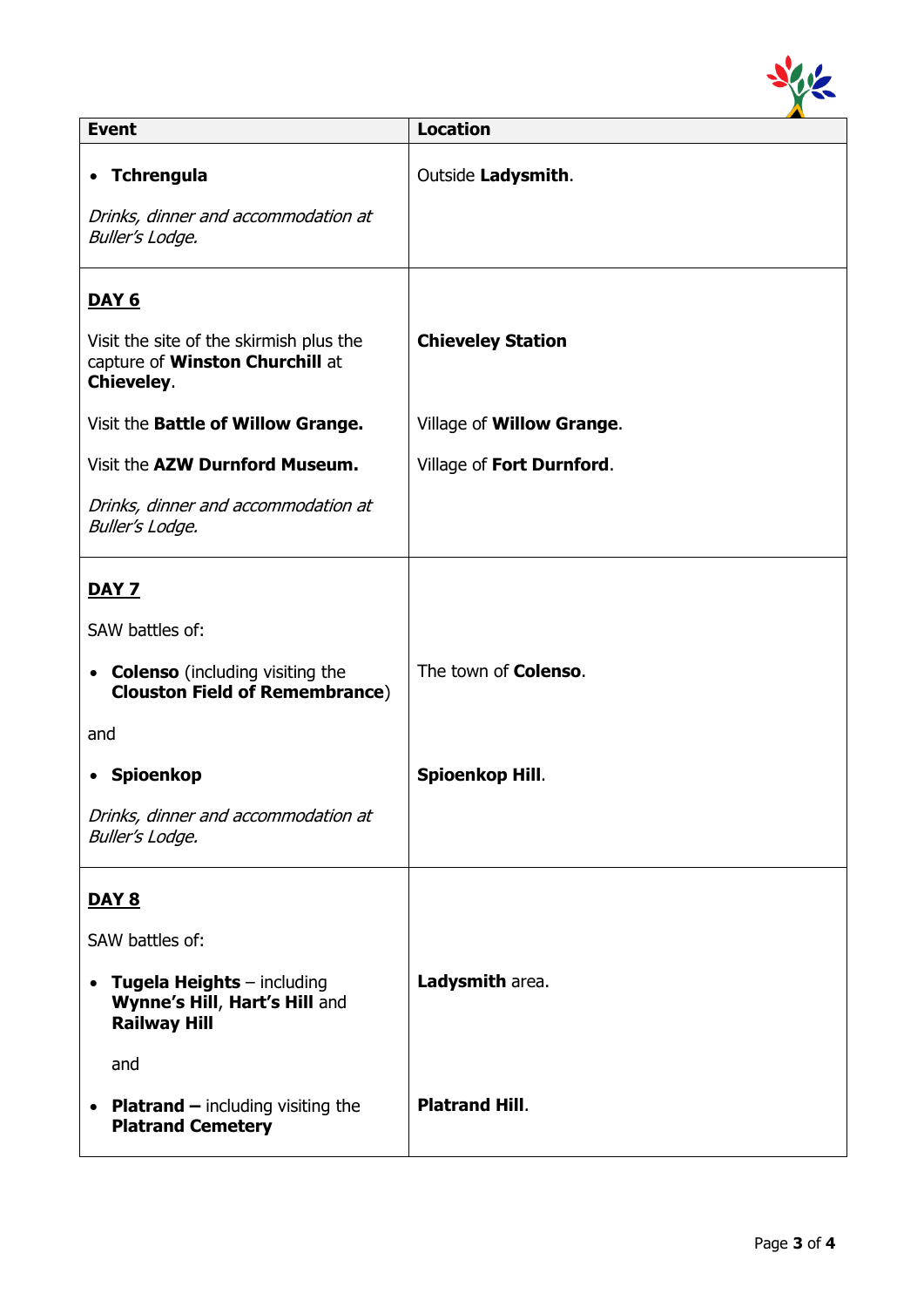| Event | Location |
| --- | --- |
| • **Tchrengula**<br><br>*Drinks, dinner and accommodation at Buller's Lodge.* | Outside **Ladysmith**. |
| **<u>DAY 6</u>** | |
| Visit the site of the skirmish plus the capture of **Winston Churchill** at **Chieveley**. | **Chieveley Station** |
| Visit the **Battle of Willow Grange.** | Village of **Willow Grange**. |
| Visit the **AZW Durnford Museum.** | Village of **Fort Durnford**. |
| *Drinks, dinner and accommodation at Buller's Lodge.* | |
| **<u>DAY 7</u>** | |
| SAW battles of: | |
| • **Colenso** (including visiting the **Clouston Field of Remembrance**) | The town of **Colenso**. |
| and | |
| • **Spioenkop** | **Spioenkop Hill**. |
| *Drinks, dinner and accommodation at Buller's Lodge.* | |
| **<u>DAY 8</u>** | |
| SAW battles of: | |
| • **Tugela Heights** – including **Wynne's Hill**, **Hart's Hill** and **Railway Hill** | **Ladysmith** area. |
| and | |
| • **Platrand –** including visiting the **Platrand Cemetery** | **Platrand Hill**. |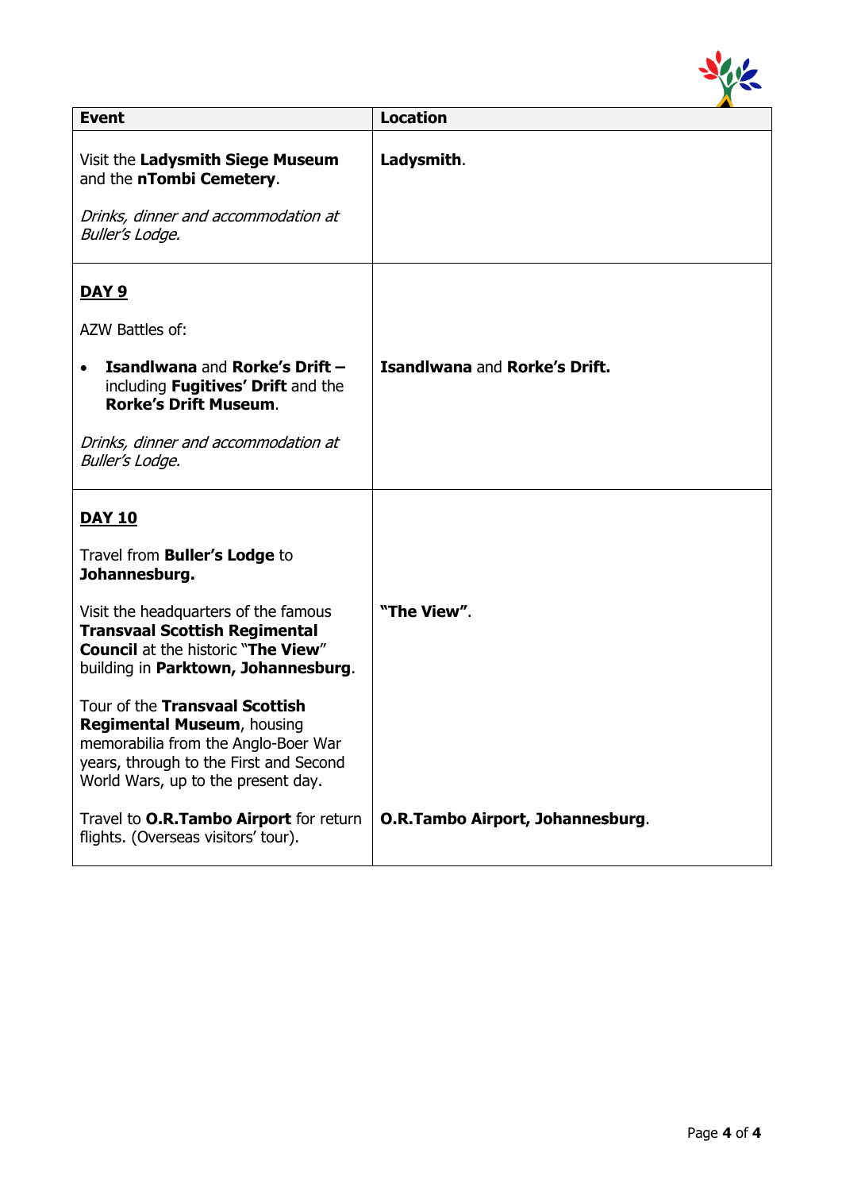| **Event** | **Location** |
|---|---|
| Visit the **Ladysmith Siege Museum** and the **nTombi Cemetery**.<br><br>*Drinks, dinner and accommodation at Buller's Lodge.* | **Ladysmith**. |
| **DAY 9**<br><br>AZW Battles of:<br><br>• **Isandlwana** and **Rorke's Drift –** including **Fugitives' Drift** and the **Rorke's Drift Museum**.<br><br>*Drinks, dinner and accommodation at Buller's Lodge.* | **Isandlwana** and **Rorke's Drift.** |
| **DAY 10**<br><br>Travel from **Buller's Lodge** to **Johannesburg.**<br><br>Visit the headquarters of the famous **Transvaal Scottish Regimental Council** at the historic "**The View**" building in **Parktown, Johannesburg**.<br><br>Tour of the **Transvaal Scottish Regimental Museum**, housing memorabilia from the Anglo-Boer War years, through to the First and Second World Wars, up to the present day.<br><br>Travel to **O.R.Tambo Airport** for return flights. (Overseas visitors' tour). | **"The View"**.<br><br>**O.R.Tambo Airport, Johannesburg**. |